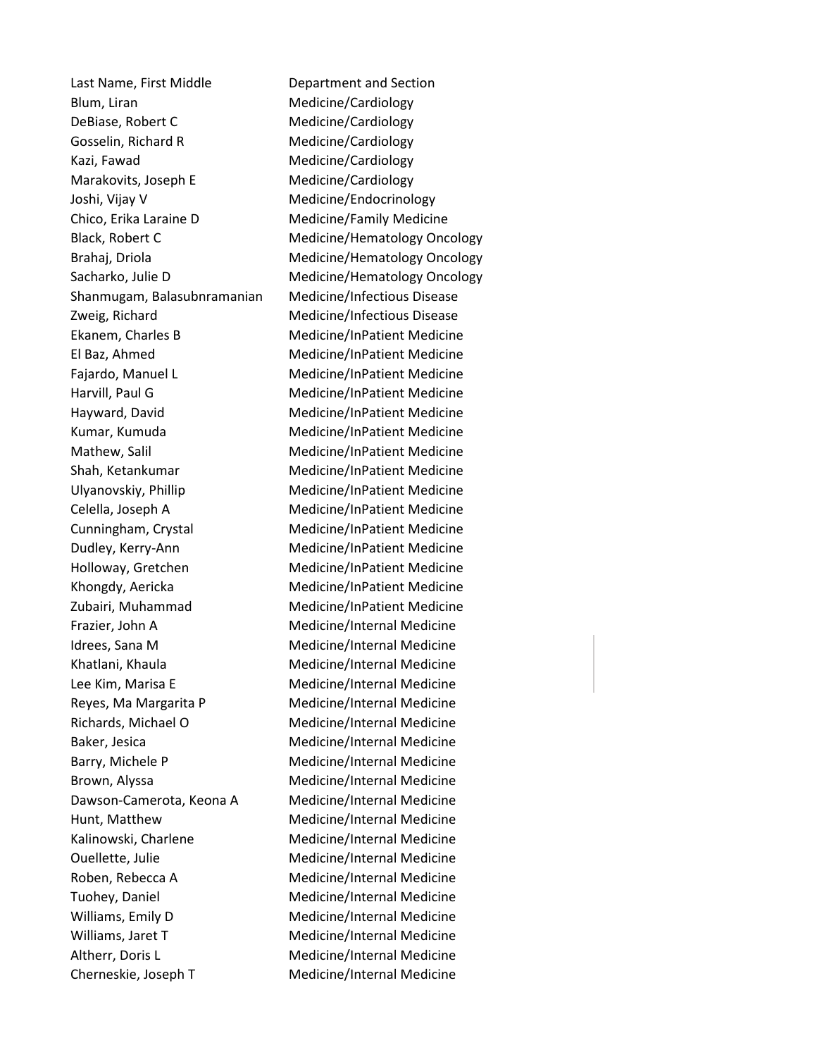| Last Name, First Middle | Department and Section |
|---|---|
| Blum, Liran | Medicine/Cardiology |
| DeBiase, Robert C | Medicine/Cardiology |
| Gosselin, Richard R | Medicine/Cardiology |
| Kazi, Fawad | Medicine/Cardiology |
| Marakovits, Joseph E | Medicine/Cardiology |
| Joshi, Vijay V | Medicine/Endocrinology |
| Chico, Erika Laraine D | Medicine/Family Medicine |
| Black, Robert C | Medicine/Hematology Oncology |
| Brahaj, Driola | Medicine/Hematology Oncology |
| Sacharko, Julie D | Medicine/Hematology Oncology |
| Shanmugam, Balasubnramanian | Medicine/Infectious Disease |
| Zweig, Richard | Medicine/Infectious Disease |
| Ekanem, Charles B | Medicine/InPatient Medicine |
| El Baz, Ahmed | Medicine/InPatient Medicine |
| Fajardo, Manuel L | Medicine/InPatient Medicine |
| Harvill, Paul G | Medicine/InPatient Medicine |
| Hayward, David | Medicine/InPatient Medicine |
| Kumar, Kumuda | Medicine/InPatient Medicine |
| Mathew, Salil | Medicine/InPatient Medicine |
| Shah, Ketankumar | Medicine/InPatient Medicine |
| Ulyanovskiy, Phillip | Medicine/InPatient Medicine |
| Celella, Joseph A | Medicine/InPatient Medicine |
| Cunningham, Crystal | Medicine/InPatient Medicine |
| Dudley, Kerry-Ann | Medicine/InPatient Medicine |
| Holloway, Gretchen | Medicine/InPatient Medicine |
| Khongdy, Aericka | Medicine/InPatient Medicine |
| Zubairi, Muhammad | Medicine/InPatient Medicine |
| Frazier, John A | Medicine/Internal Medicine |
| Idrees, Sana M | Medicine/Internal Medicine |
| Khatlani, Khaula | Medicine/Internal Medicine |
| Lee Kim, Marisa E | Medicine/Internal Medicine |
| Reyes, Ma Margarita P | Medicine/Internal Medicine |
| Richards, Michael O | Medicine/Internal Medicine |
| Baker, Jesica | Medicine/Internal Medicine |
| Barry, Michele P | Medicine/Internal Medicine |
| Brown, Alyssa | Medicine/Internal Medicine |
| Dawson-Camerota, Keona A | Medicine/Internal Medicine |
| Hunt, Matthew | Medicine/Internal Medicine |
| Kalinowski, Charlene | Medicine/Internal Medicine |
| Ouellette, Julie | Medicine/Internal Medicine |
| Roben, Rebecca A | Medicine/Internal Medicine |
| Tuohey, Daniel | Medicine/Internal Medicine |
| Williams, Emily D | Medicine/Internal Medicine |
| Williams, Jaret T | Medicine/Internal Medicine |
| Altherr, Doris L | Medicine/Internal Medicine |
| Cherneskie, Joseph T | Medicine/Internal Medicine |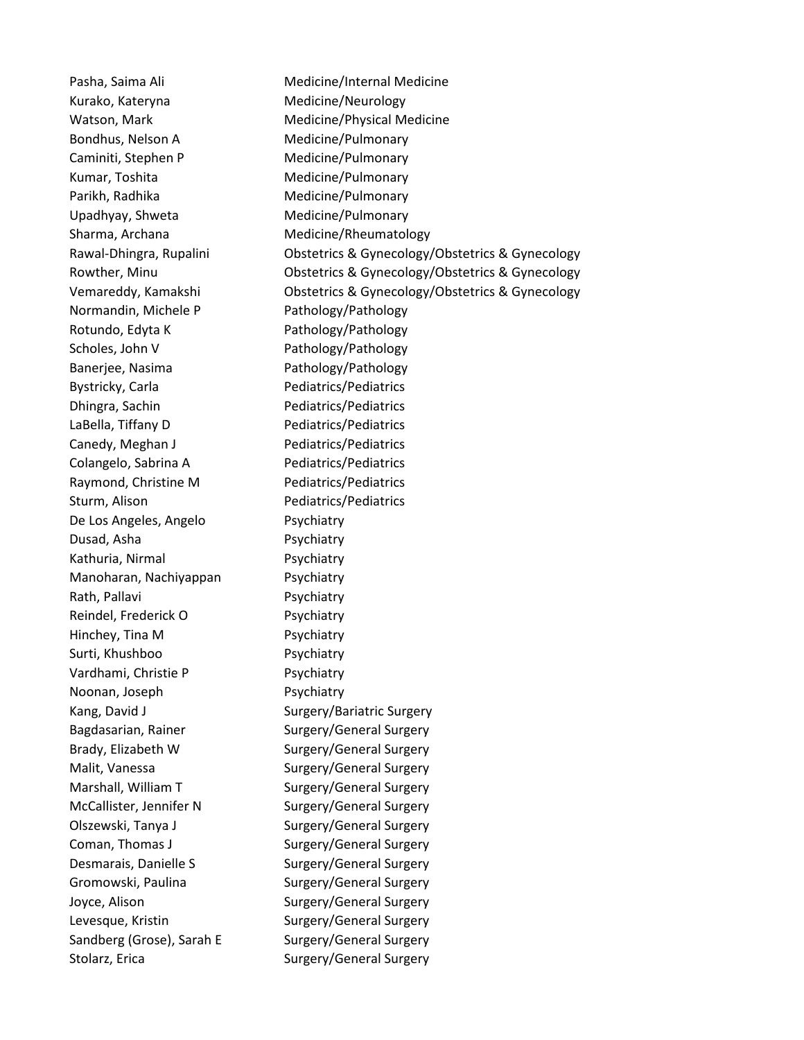| | |
|---|---|
| Pasha, Saima Ali | Medicine/Internal Medicine |
| Kurako, Kateryna | Medicine/Neurology |
| Watson, Mark | Medicine/Physical Medicine |
| Bondhus, Nelson A | Medicine/Pulmonary |
| Caminiti, Stephen P | Medicine/Pulmonary |
| Kumar, Toshita | Medicine/Pulmonary |
| Parikh, Radhika | Medicine/Pulmonary |
| Upadhyay, Shweta | Medicine/Pulmonary |
| Sharma, Archana | Medicine/Rheumatology |
| Rawal-Dhingra, Rupalini | Obstetrics & Gynecology/Obstetrics & Gynecology |
| Rowther, Minu | Obstetrics & Gynecology/Obstetrics & Gynecology |
| Vemareddy, Kamakshi | Obstetrics & Gynecology/Obstetrics & Gynecology |
| Normandin, Michele P | Pathology/Pathology |
| Rotundo, Edyta K | Pathology/Pathology |
| Scholes, John V | Pathology/Pathology |
| Banerjee, Nasima | Pathology/Pathology |
| Bystricky, Carla | Pediatrics/Pediatrics |
| Dhingra, Sachin | Pediatrics/Pediatrics |
| LaBella, Tiffany D | Pediatrics/Pediatrics |
| Canedy, Meghan J | Pediatrics/Pediatrics |
| Colangelo, Sabrina A | Pediatrics/Pediatrics |
| Raymond, Christine M | Pediatrics/Pediatrics |
| Sturm, Alison | Pediatrics/Pediatrics |
| De Los Angeles, Angelo | Psychiatry |
| Dusad, Asha | Psychiatry |
| Kathuria, Nirmal | Psychiatry |
| Manoharan, Nachiyappan | Psychiatry |
| Rath, Pallavi | Psychiatry |
| Reindel, Frederick O | Psychiatry |
| Hinchey, Tina M | Psychiatry |
| Surti, Khushboo | Psychiatry |
| Vardhami, Christie P | Psychiatry |
| Noonan, Joseph | Psychiatry |
| Kang, David J | Surgery/Bariatric Surgery |
| Bagdasarian, Rainer | Surgery/General Surgery |
| Brady, Elizabeth W | Surgery/General Surgery |
| Malit, Vanessa | Surgery/General Surgery |
| Marshall, William T | Surgery/General Surgery |
| McCallister, Jennifer N | Surgery/General Surgery |
| Olszewski, Tanya J | Surgery/General Surgery |
| Coman, Thomas J | Surgery/General Surgery |
| Desmarais, Danielle S | Surgery/General Surgery |
| Gromowski, Paulina | Surgery/General Surgery |
| Joyce, Alison | Surgery/General Surgery |
| Levesque, Kristin | Surgery/General Surgery |
| Sandberg (Grose), Sarah E | Surgery/General Surgery |
| Stolarz, Erica | Surgery/General Surgery |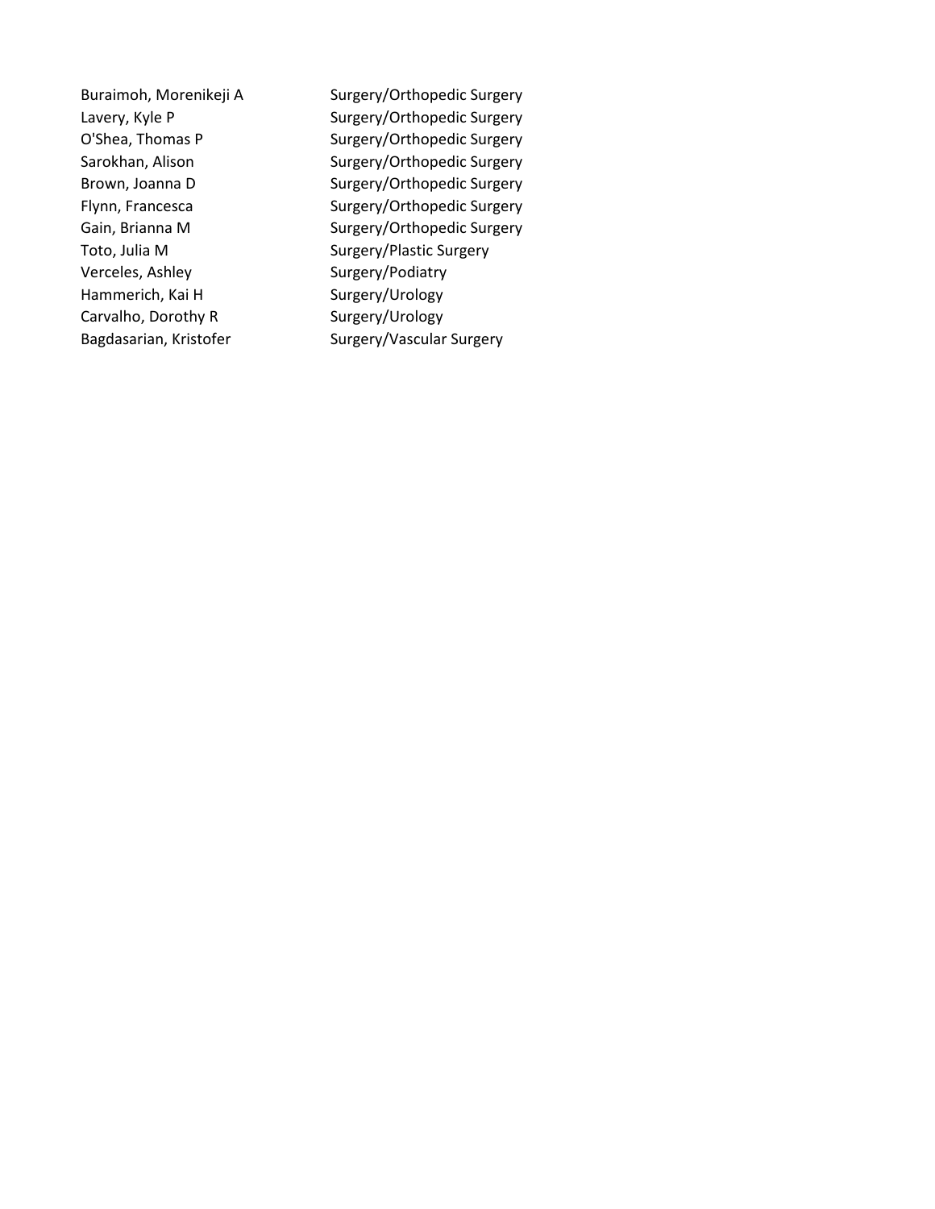| | |
|---|---|
| Buraimoh, Morenikeji A | Surgery/Orthopedic Surgery |
| Lavery, Kyle P | Surgery/Orthopedic Surgery |
| O'Shea, Thomas P | Surgery/Orthopedic Surgery |
| Sarokhan, Alison | Surgery/Orthopedic Surgery |
| Brown, Joanna D | Surgery/Orthopedic Surgery |
| Flynn, Francesca | Surgery/Orthopedic Surgery |
| Gain, Brianna M | Surgery/Orthopedic Surgery |
| Toto, Julia M | Surgery/Plastic Surgery |
| Verceles, Ashley | Surgery/Podiatry |
| Hammerich, Kai H | Surgery/Urology |
| Carvalho, Dorothy R | Surgery/Urology |
| Bagdasarian, Kristofer | Surgery/Vascular Surgery |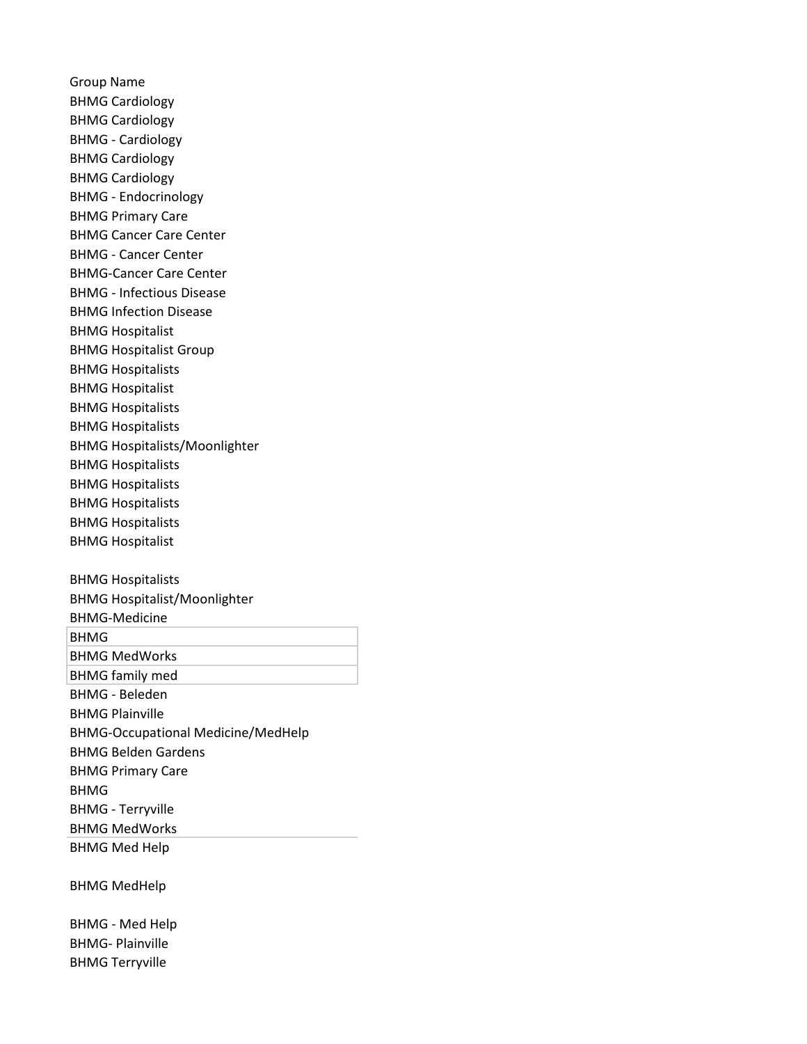| Group Name |
|---|
| BHMG Cardiology |
| BHMG Cardiology |
| BHMG - Cardiology |
| BHMG Cardiology |
| BHMG Cardiology |
| BHMG - Endocrinology |
| BHMG Primary Care |
| BHMG Cancer Care Center |
| BHMG - Cancer Center |
| BHMG-Cancer Care Center |
| BHMG - Infectious Disease |
| BHMG Infection Disease |
| BHMG Hospitalist |
| BHMG Hospitalist Group |
| BHMG Hospitalists |
| BHMG Hospitalist |
| BHMG Hospitalists |
| BHMG Hospitalists |
| BHMG Hospitalists/Moonlighter |
| BHMG Hospitalists |
| BHMG Hospitalists |
| BHMG Hospitalists |
| BHMG Hospitalists |
| BHMG Hospitalist |
| |
| BHMG Hospitalists |
| BHMG Hospitalist/Moonlighter |
| BHMG-Medicine |
| BHMG |
| BHMG MedWorks |
| BHMG family med |
| BHMG - Beleden |
| BHMG Plainville |
| BHMG-Occupational Medicine/MedHelp |
| BHMG Belden Gardens |
| BHMG Primary Care |
| BHMG |
| BHMG - Terryville |
| BHMG MedWorks |
| BHMG Med Help |
| |
| BHMG MedHelp |
| |
| BHMG - Med Help |
| BHMG- Plainville |
| BHMG Terryville |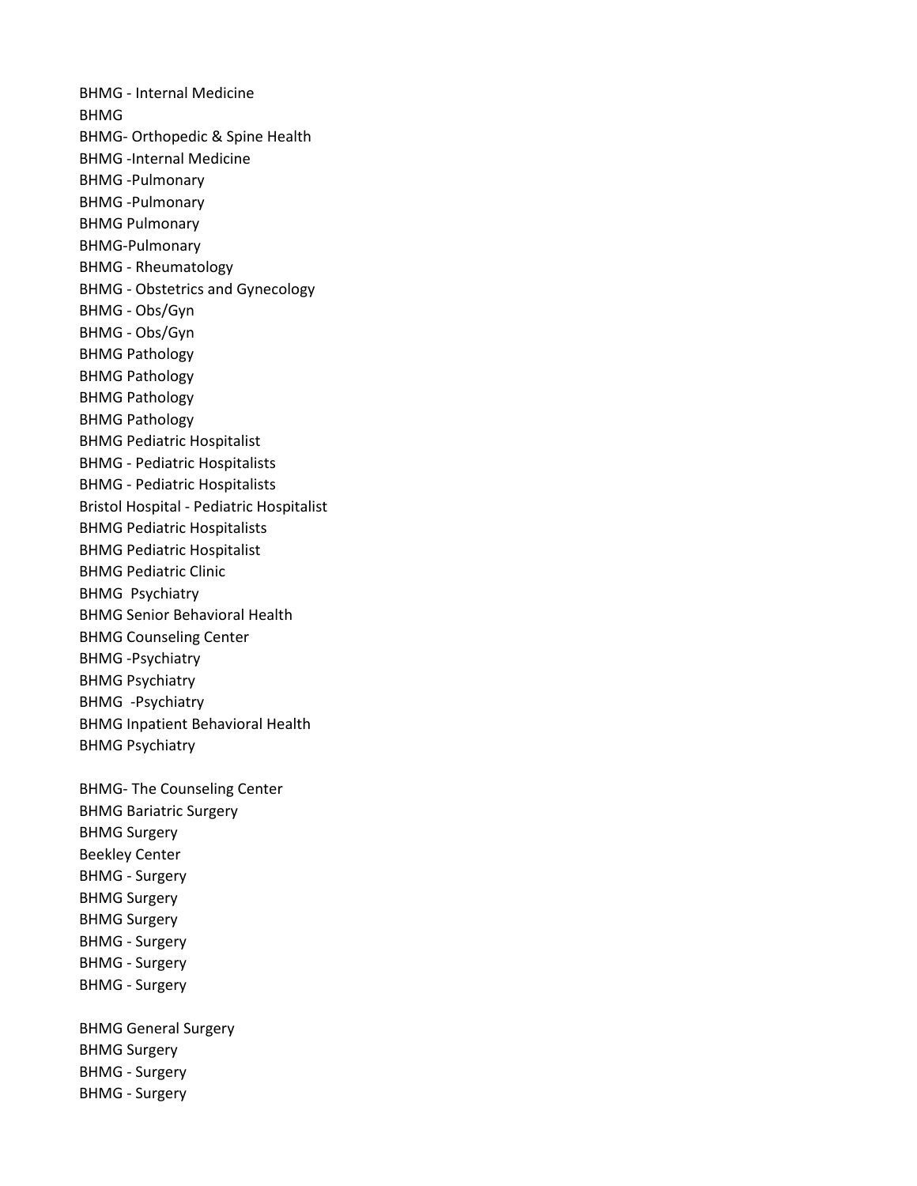BHMG - Internal Medicine
BHMG
BHMG- Orthopedic & Spine Health
BHMG -Internal Medicine
BHMG -Pulmonary
BHMG -Pulmonary
BHMG Pulmonary
BHMG-Pulmonary
BHMG - Rheumatology
BHMG - Obstetrics and Gynecology
BHMG - Obs/Gyn
BHMG - Obs/Gyn
BHMG Pathology
BHMG Pathology
BHMG Pathology
BHMG Pathology
BHMG Pediatric Hospitalist
BHMG - Pediatric Hospitalists
BHMG - Pediatric Hospitalists
Bristol Hospital - Pediatric Hospitalist
BHMG Pediatric Hospitalists
BHMG Pediatric Hospitalist
BHMG Pediatric Clinic
BHMG Psychiatry
BHMG Senior Behavioral Health
BHMG Counseling Center
BHMG -Psychiatry
BHMG Psychiatry
BHMG -Psychiatry
BHMG Inpatient Behavioral Health
BHMG Psychiatry

BHMG- The Counseling Center
BHMG Bariatric Surgery
BHMG Surgery
Beekley Center
BHMG - Surgery
BHMG Surgery
BHMG Surgery
BHMG - Surgery
BHMG - Surgery
BHMG - Surgery

BHMG General Surgery
BHMG Surgery
BHMG - Surgery
BHMG - Surgery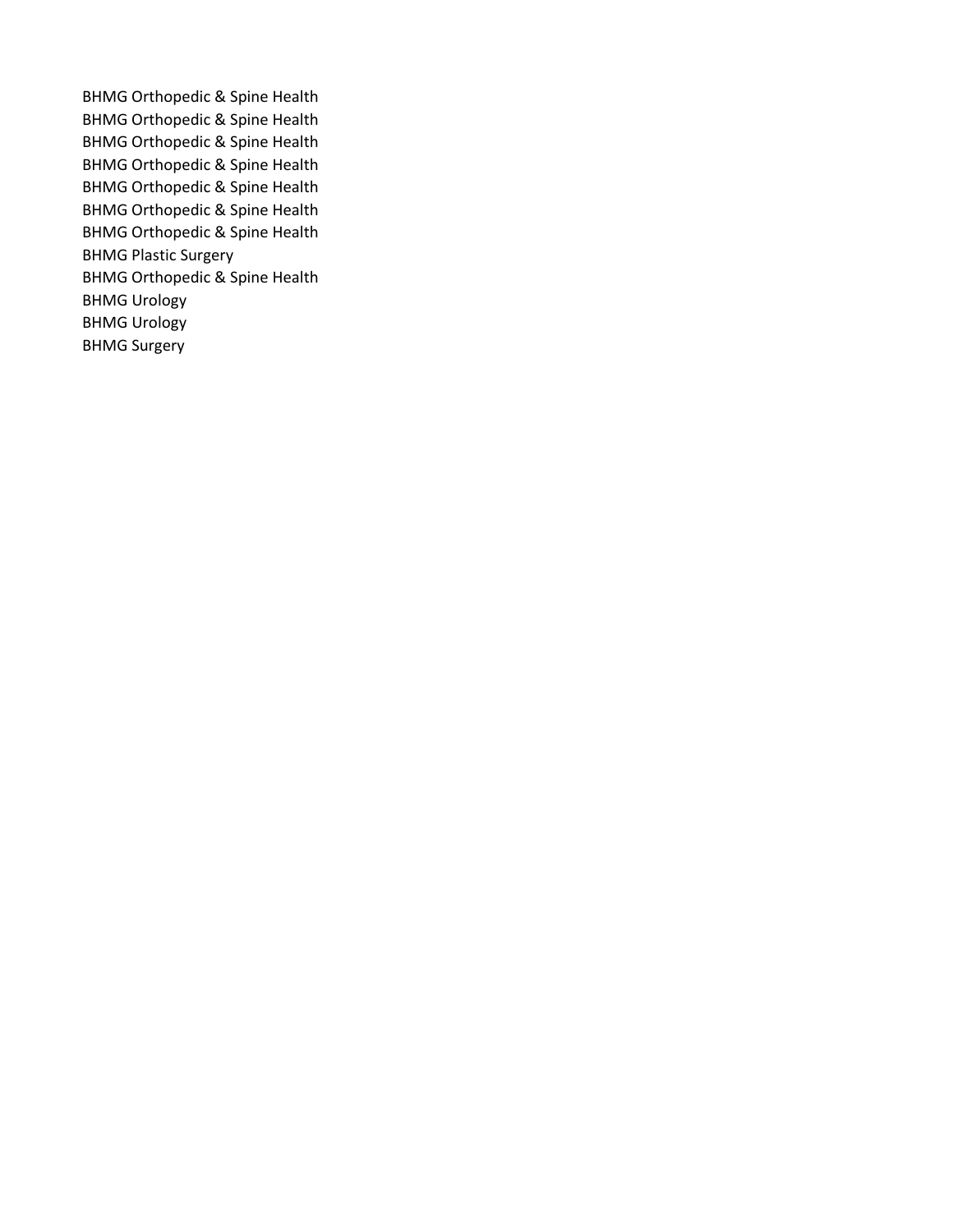BHMG Orthopedic & Spine Health
BHMG Orthopedic & Spine Health
BHMG Orthopedic & Spine Health
BHMG Orthopedic & Spine Health
BHMG Orthopedic & Spine Health
BHMG Orthopedic & Spine Health
BHMG Orthopedic & Spine Health
BHMG Plastic Surgery
BHMG Orthopedic & Spine Health
BHMG Urology
BHMG Urology
BHMG Surgery